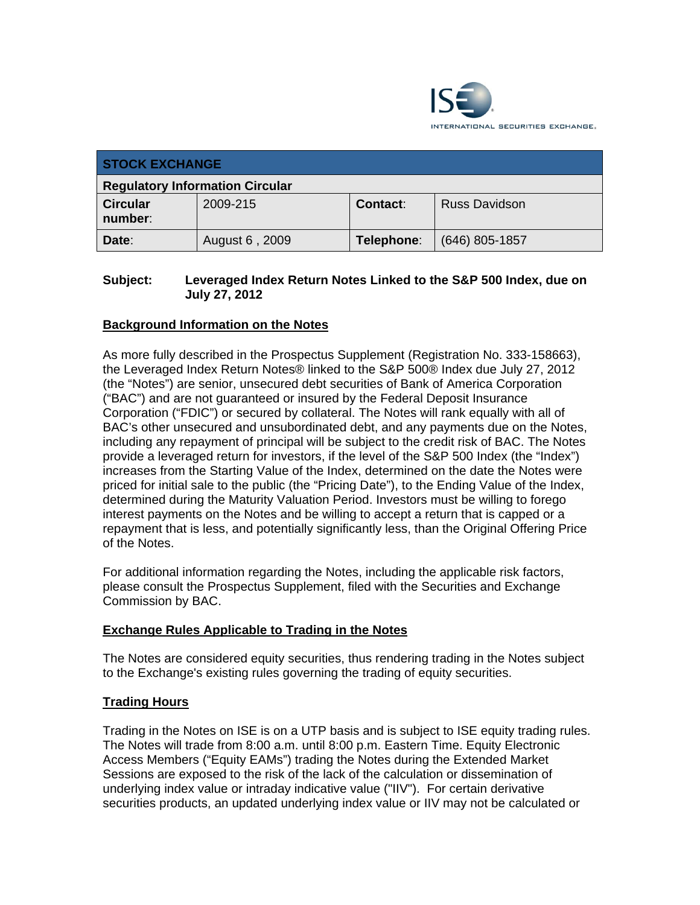ISE INTERNATIONAL SECURITIES EXCHANGE.

| STOCK EXCHANGE | | | |
|---|---|---|---|
| **Regulatory Information Circular** | | | |
| **Circular number**: | 2009-215 | **Contact**: | Russ Davidson |
| **Date**: | August 6 , 2009 | **Telephone**: | (646) 805-1857 |

**Subject: Leveraged Index Return Notes Linked to the S&P 500 Index, due on July 27, 2012**

## Background Information on the Notes

As more fully described in the Prospectus Supplement (Registration No. 333-158663), the Leveraged Index Return Notes® linked to the S&P 500® Index due July 27, 2012 (the "Notes") are senior, unsecured debt securities of Bank of America Corporation ("BAC") and are not guaranteed or insured by the Federal Deposit Insurance Corporation ("FDIC") or secured by collateral. The Notes will rank equally with all of BAC's other unsecured and unsubordinated debt, and any payments due on the Notes, including any repayment of principal will be subject to the credit risk of BAC. The Notes provide a leveraged return for investors, if the level of the S&P 500 Index (the "Index") increases from the Starting Value of the Index, determined on the date the Notes were priced for initial sale to the public (the "Pricing Date"), to the Ending Value of the Index, determined during the Maturity Valuation Period. Investors must be willing to forego interest payments on the Notes and be willing to accept a return that is capped or a repayment that is less, and potentially significantly less, than the Original Offering Price of the Notes.

For additional information regarding the Notes, including the applicable risk factors, please consult the Prospectus Supplement, filed with the Securities and Exchange Commission by BAC.

## Exchange Rules Applicable to Trading in the Notes

The Notes are considered equity securities, thus rendering trading in the Notes subject to the Exchange's existing rules governing the trading of equity securities.

## Trading Hours

Trading in the Notes on ISE is on a UTP basis and is subject to ISE equity trading rules. The Notes will trade from 8:00 a.m. until 8:00 p.m. Eastern Time. Equity Electronic Access Members ("Equity EAMs") trading the Notes during the Extended Market Sessions are exposed to the risk of the lack of the calculation or dissemination of underlying index value or intraday indicative value ("IIV"). For certain derivative securities products, an updated underlying index value or IIV may not be calculated or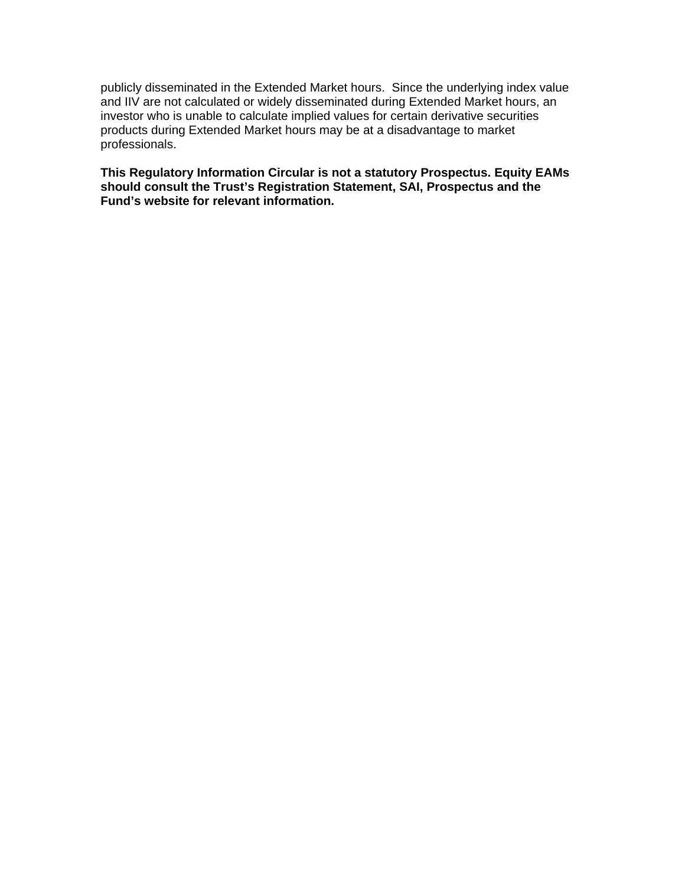publicly disseminated in the Extended Market hours. Since the underlying index value and IIV are not calculated or widely disseminated during Extended Market hours, an investor who is unable to calculate implied values for certain derivative securities products during Extended Market hours may be at a disadvantage to market professionals.

**This Regulatory Information Circular is not a statutory Prospectus. Equity EAMs should consult the Trust's Registration Statement, SAI, Prospectus and the Fund's website for relevant information.**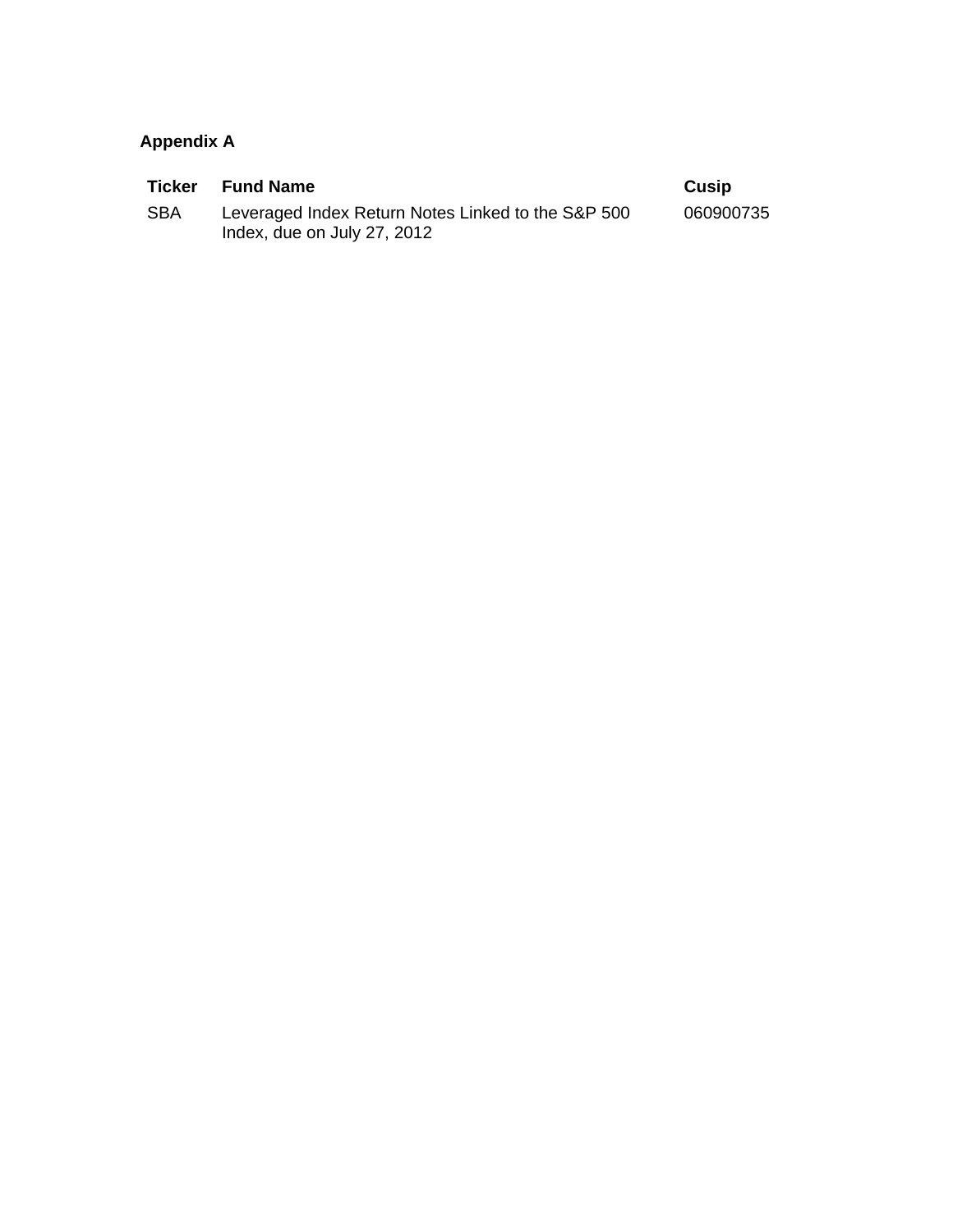## Appendix A

| Ticker | Fund Name | Cusip |
|---|---|---|
| SBA | Leveraged Index Return Notes Linked to the S&P 500 Index, due on July 27, 2012 | 060900735 |